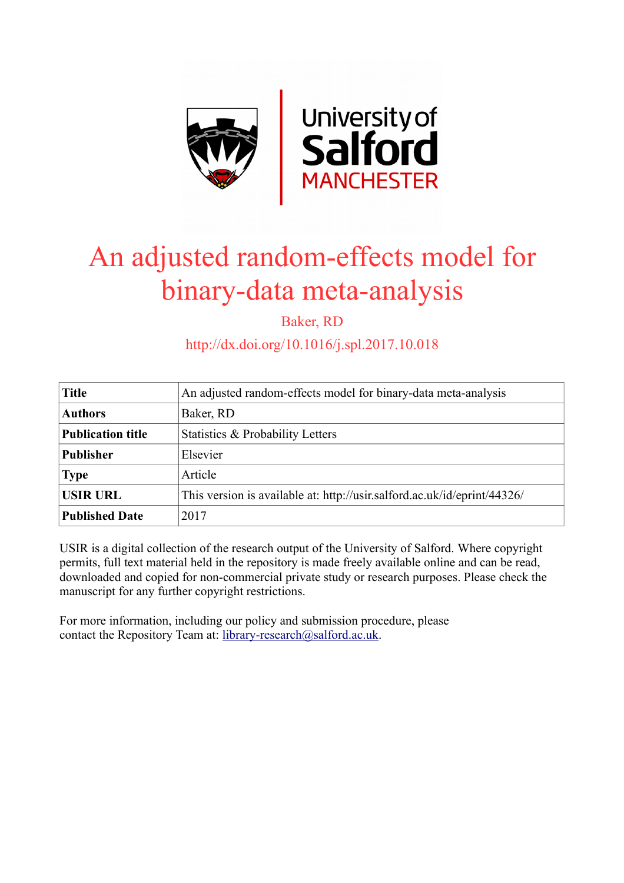# An adjusted random-effects model for binary-data meta-analysis

Baker, RD

http://dx.doi.org/10.1016/j.spl.2017.10.018

| **Title** | An adjusted random-effects model for binary-data meta-analysis |
|---|---|
| **Authors** | Baker, RD |
| **Publication title** | Statistics & Probability Letters |
| **Publisher** | Elsevier |
| **Type** | Article |
| **USIR URL** | This version is available at: http://usir.salford.ac.uk/id/eprint/44326/ |
| **Published Date** | 2017 |

USIR is a digital collection of the research output of the University of Salford. Where copyright permits, full text material held in the repository is made freely available online and can be read, downloaded and copied for non-commercial private study or research purposes. Please check the manuscript for any further copyright restrictions.

For more information, including our policy and submission procedure, please contact the Repository Team at: library-research@salford.ac.uk.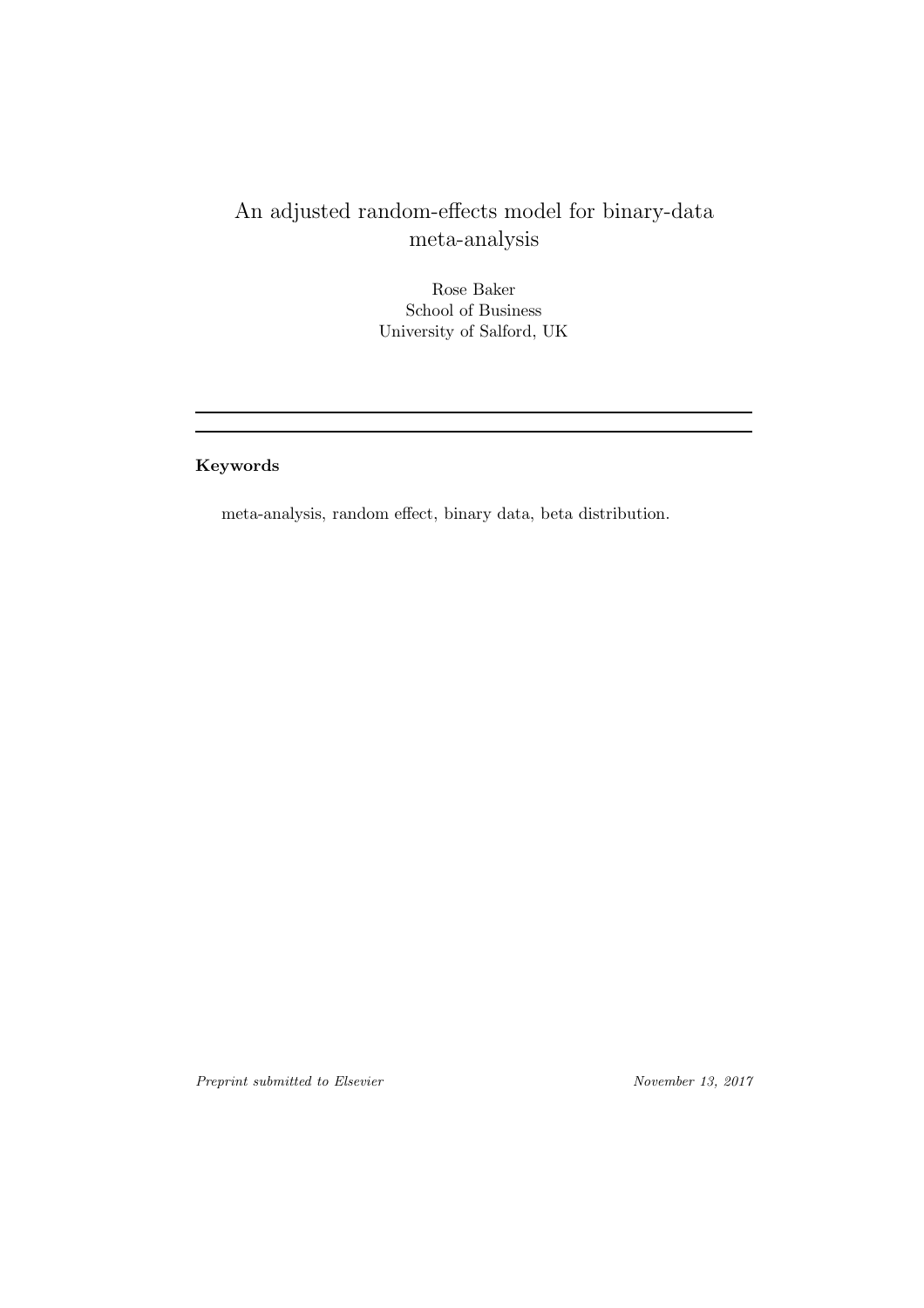# An adjusted random-effects model for binary-data meta-analysis

Rose Baker
School of Business
University of Salford, UK

---

**Keywords**

meta-analysis, random effect, binary data, beta distribution.

*Preprint submitted to Elsevier* *November 13, 2017*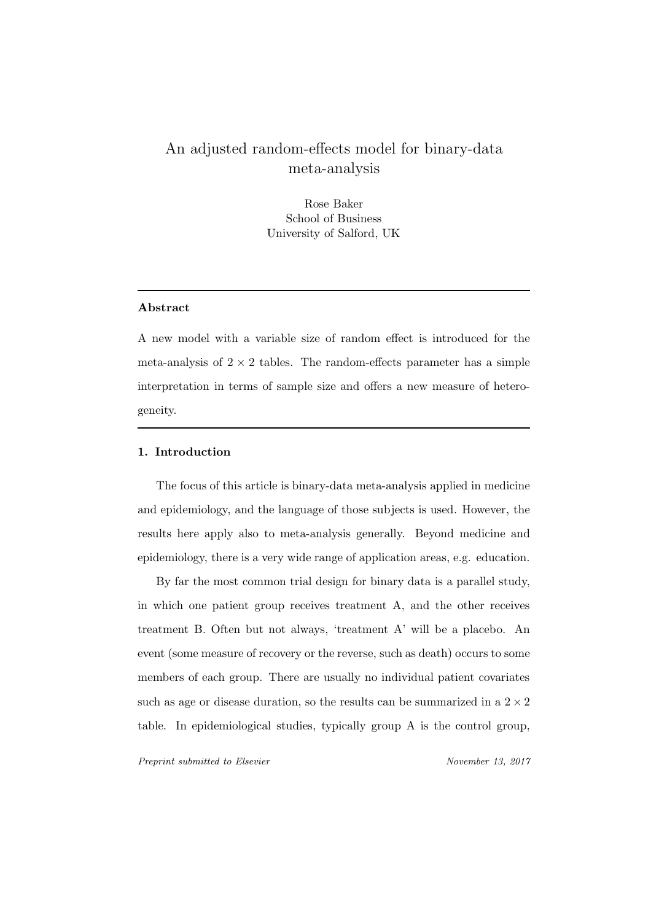# An adjusted random-effects model for binary-data meta-analysis

Rose Baker
School of Business
University of Salford, UK

---

**Abstract**

A new model with a variable size of random effect is introduced for the meta-analysis of $2 \times 2$ tables. The random-effects parameter has a simple interpretation in terms of sample size and offers a new measure of heterogeneity.

---

## 1. Introduction

The focus of this article is binary-data meta-analysis applied in medicine and epidemiology, and the language of those subjects is used. However, the results here apply also to meta-analysis generally. Beyond medicine and epidemiology, there is a very wide range of application areas, e.g. education.

By far the most common trial design for binary data is a parallel study, in which one patient group receives treatment A, and the other receives treatment B. Often but not always, 'treatment A' will be a placebo. An event (some measure of recovery or the reverse, such as death) occurs to some members of each group. There are usually no individual patient covariates such as age or disease duration, so the results can be summarized in a $2 \times 2$ table. In epidemiological studies, typically group A is the control group,

*Preprint submitted to Elsevier* *November 13, 2017*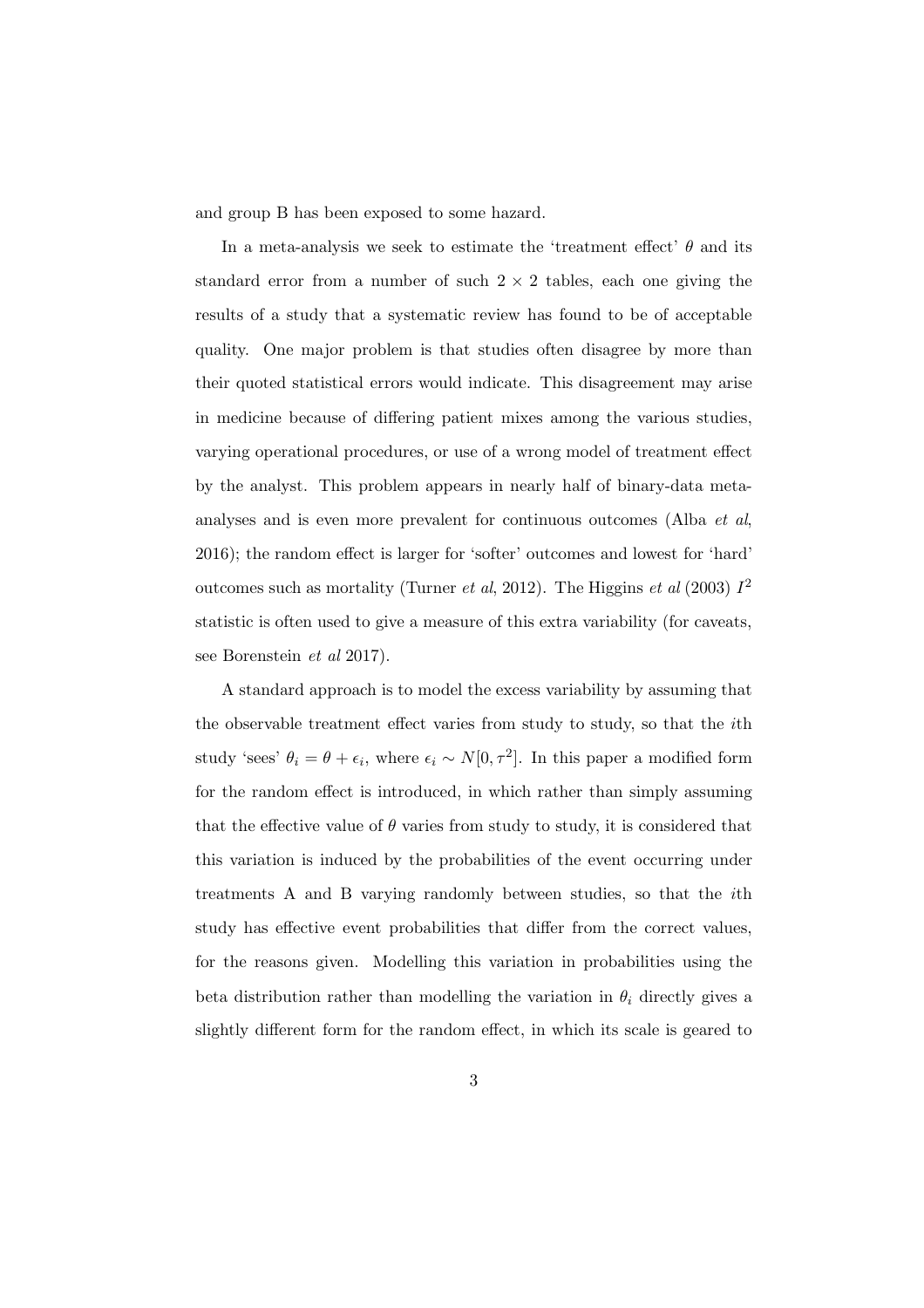and group B has been exposed to some hazard.

In a meta-analysis we seek to estimate the 'treatment effect' $\theta$ and its standard error from a number of such $2 \times 2$ tables, each one giving the results of a study that a systematic review has found to be of acceptable quality. One major problem is that studies often disagree by more than their quoted statistical errors would indicate. This disagreement may arise in medicine because of differing patient mixes among the various studies, varying operational procedures, or use of a wrong model of treatment effect by the analyst. This problem appears in nearly half of binary-data meta-analyses and is even more prevalent for continuous outcomes (Alba *et al*, 2016); the random effect is larger for 'softer' outcomes and lowest for 'hard' outcomes such as mortality (Turner *et al*, 2012). The Higgins *et al* (2003) $I^2$ statistic is often used to give a measure of this extra variability (for caveats, see Borenstein *et al* 2017).

A standard approach is to model the excess variability by assuming that the observable treatment effect varies from study to study, so that the $i$th study 'sees' $\theta_i = \theta + \epsilon_i$, where $\epsilon_i \sim N[0, \tau^2]$. In this paper a modified form for the random effect is introduced, in which rather than simply assuming that the effective value of $\theta$ varies from study to study, it is considered that this variation is induced by the probabilities of the event occurring under treatments A and B varying randomly between studies, so that the $i$th study has effective event probabilities that differ from the correct values, for the reasons given. Modelling this variation in probabilities using the beta distribution rather than modelling the variation in $\theta_i$ directly gives a slightly different form for the random effect, in which its scale is geared to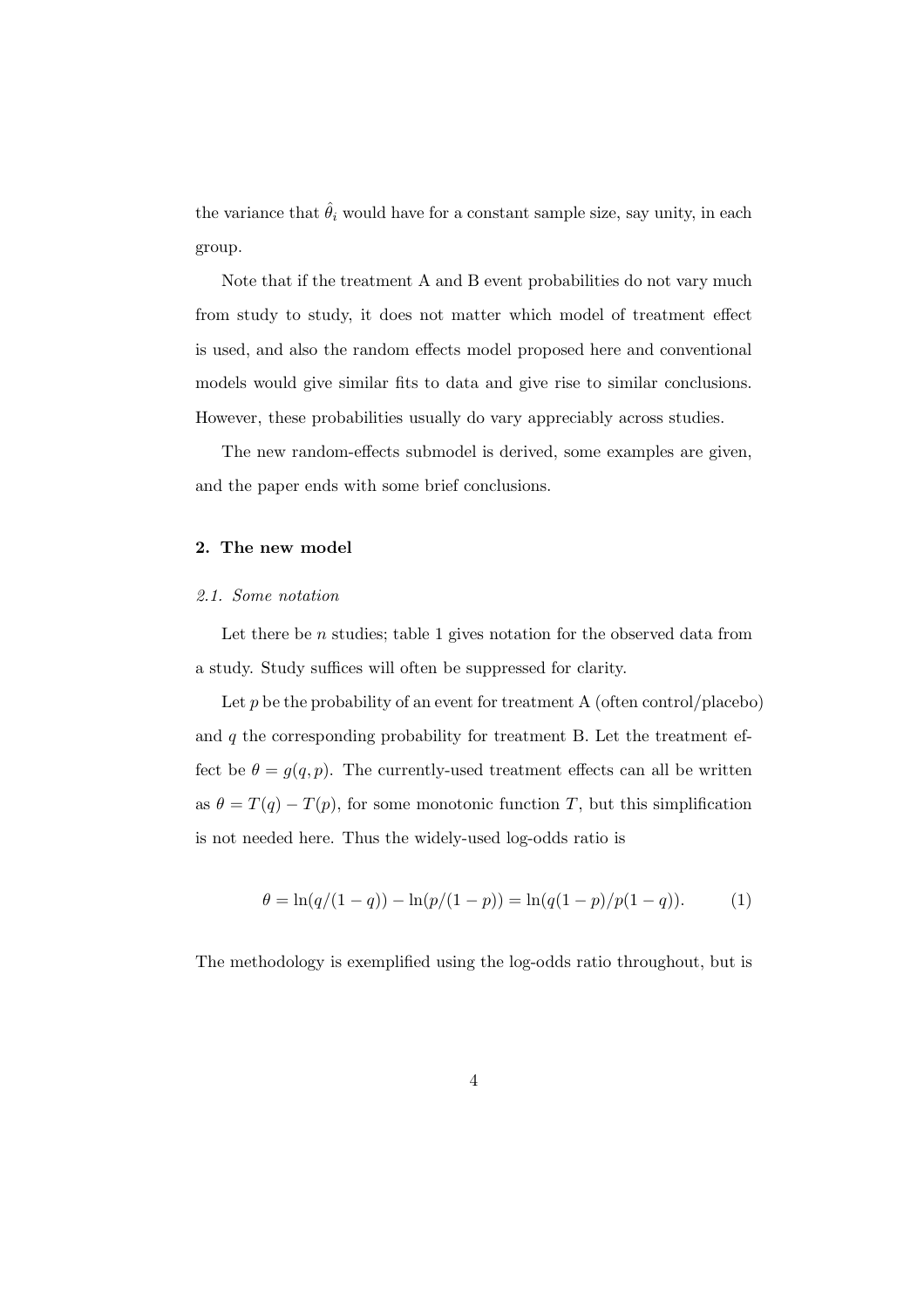the variance that $\hat{\theta}_i$ would have for a constant sample size, say unity, in each group.

Note that if the treatment A and B event probabilities do not vary much from study to study, it does not matter which model of treatment effect is used, and also the random effects model proposed here and conventional models would give similar fits to data and give rise to similar conclusions. However, these probabilities usually do vary appreciably across studies.

The new random-effects submodel is derived, some examples are given, and the paper ends with some brief conclusions.

## 2. The new model

### *2.1. Some notation*

Let there be $n$ studies; table 1 gives notation for the observed data from a study. Study suffices will often be suppressed for clarity.

Let $p$ be the probability of an event for treatment A (often control/placebo) and $q$ the corresponding probability for treatment B. Let the treatment effect be $\theta = g(q, p)$. The currently-used treatment effects can all be written as $\theta = T(q) - T(p)$, for some monotonic function $T$, but this simplification is not needed here. Thus the widely-used log-odds ratio is

$$\theta = \ln(q/(1-q)) - \ln(p/(1-p)) = \ln(q(1-p)/p(1-q)). \qquad (1)$$

The methodology is exemplified using the log-odds ratio throughout, but is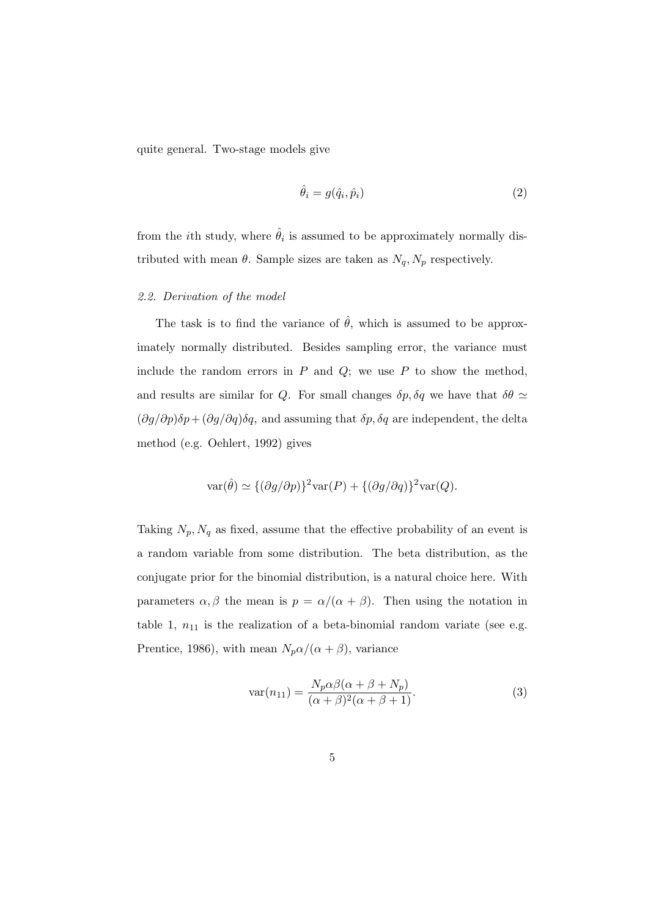quite general. Two-stage models give

$$\hat{\theta}_i = g(\hat{q}_i, \hat{p}_i) \tag{2}$$

from the $i$th study, where $\hat{\theta}_i$ is assumed to be approximately normally distributed with mean $\theta$. Sample sizes are taken as $N_q, N_p$ respectively.

### *2.2. Derivation of the model*

The task is to find the variance of $\hat{\theta}$, which is assumed to be approximately normally distributed. Besides sampling error, the variance must include the random errors in $P$ and $Q$; we use $P$ to show the method, and results are similar for $Q$. For small changes $\delta p, \delta q$ we have that $\delta\theta \simeq (\partial g/\partial p)\delta p + (\partial g/\partial q)\delta q$, and assuming that $\delta p, \delta q$ are independent, the delta method (e.g. Oehlert, 1992) gives

$$\mathrm{var}(\hat{\theta}) \simeq \{(\partial g/\partial p)\}^2 \mathrm{var}(P) + \{(\partial g/\partial q)\}^2 \mathrm{var}(Q).$$

Taking $N_p, N_q$ as fixed, assume that the effective probability of an event is a random variable from some distribution. The beta distribution, as the conjugate prior for the binomial distribution, is a natural choice here. With parameters $\alpha, \beta$ the mean is $p = \alpha/(\alpha + \beta)$. Then using the notation in table 1, $n_{11}$ is the realization of a beta-binomial random variate (see e.g. Prentice, 1986), with mean $N_p\alpha/(\alpha + \beta)$, variance

$$\mathrm{var}(n_{11}) = \frac{N_p\alpha\beta(\alpha + \beta + N_p)}{(\alpha + \beta)^2(\alpha + \beta + 1)}. \tag{3}$$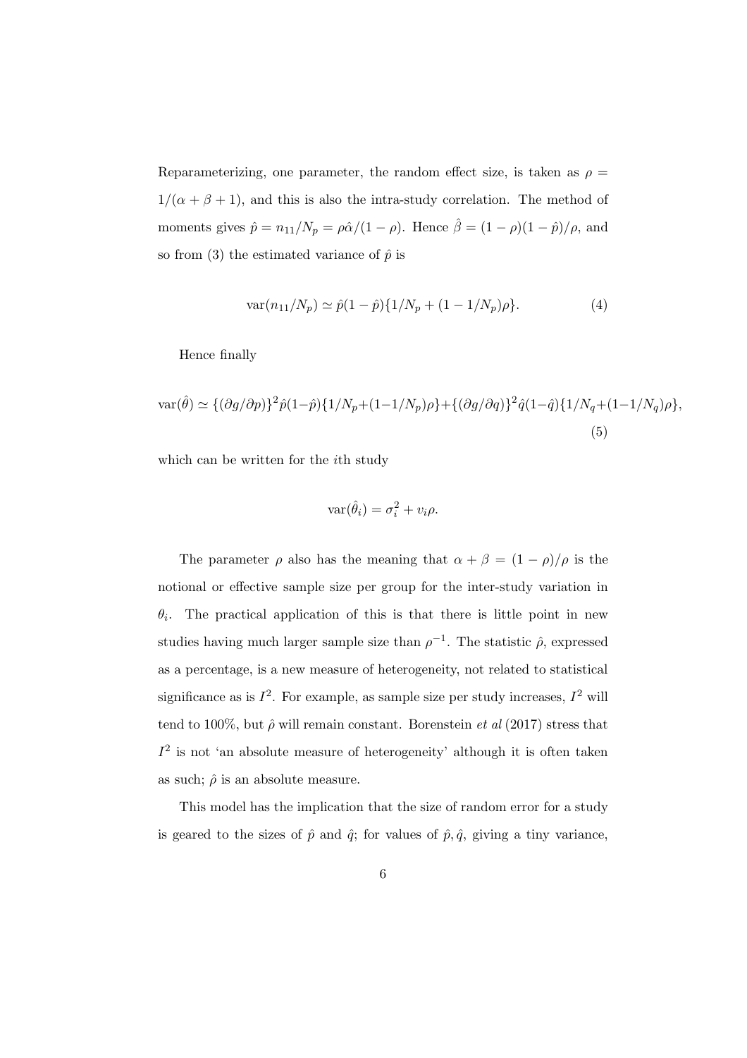Reparameterizing, one parameter, the random effect size, is taken as $\rho = 1/(\alpha+\beta+1)$, and this is also the intra-study correlation. The method of moments gives $\hat{p} = n_{11}/N_p = \rho\hat{\alpha}/(1-\rho)$. Hence $\hat{\beta} = (1-\rho)(1-\hat{p})/\rho$, and so from (3) the estimated variance of $\hat{p}$ is

$$\operatorname{var}(n_{11}/N_p) \simeq \hat{p}(1-\hat{p})\{1/N_p + (1-1/N_p)\rho\}. \tag{4}$$

Hence finally

$$\operatorname{var}(\hat{\theta}) \simeq \{(\partial g/\partial p)\}^2 \hat{p}(1-\hat{p})\{1/N_p+(1-1/N_p)\rho\} + \{(\partial g/\partial q)\}^2 \hat{q}(1-\hat{q})\{1/N_q+(1-1/N_q)\rho\}, \tag{5}$$

which can be written for the $i$th study

$$\operatorname{var}(\hat{\theta}_i) = \sigma_i^2 + v_i\rho.$$

The parameter $\rho$ also has the meaning that $\alpha + \beta = (1-\rho)/\rho$ is the notional or effective sample size per group for the inter-study variation in $\theta_i$. The practical application of this is that there is little point in new studies having much larger sample size than $\rho^{-1}$. The statistic $\hat{\rho}$, expressed as a percentage, is a new measure of heterogeneity, not related to statistical significance as is $I^2$. For example, as sample size per study increases, $I^2$ will tend to 100%, but $\hat{\rho}$ will remain constant. Borenstein *et al* (2017) stress that $I^2$ is not 'an absolute measure of heterogeneity' although it is often taken as such; $\hat{\rho}$ is an absolute measure.

This model has the implication that the size of random error for a study is geared to the sizes of $\hat{p}$ and $\hat{q}$; for values of $\hat{p}, \hat{q}$, giving a tiny variance,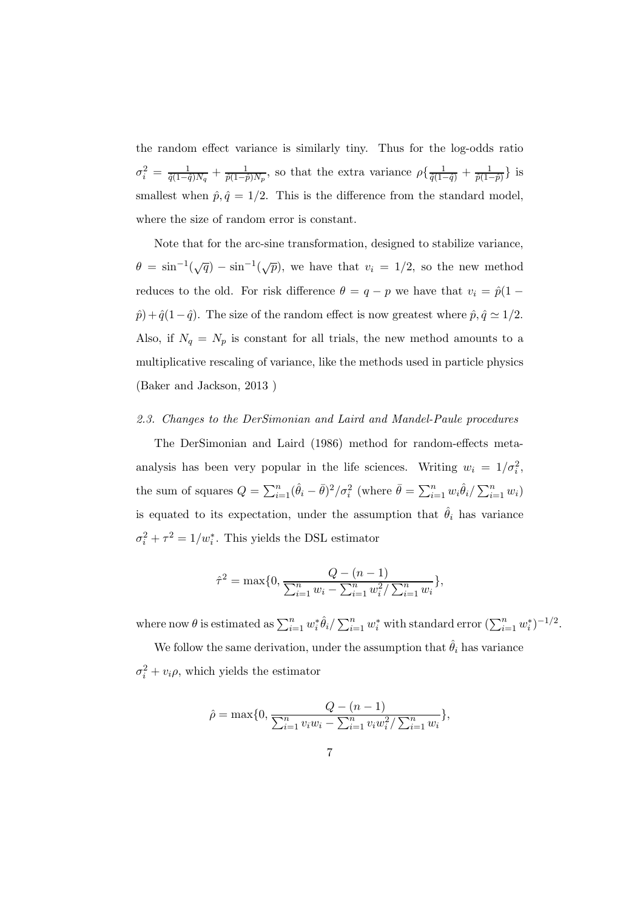the random effect variance is similarly tiny. Thus for the log-odds ratio $\sigma_i^2 = \frac{1}{\hat{q}(1-\hat{q})N_q} + \frac{1}{\hat{p}(1-\hat{p})N_p}$, so that the extra variance $\rho\{\frac{1}{\hat{q}(1-\hat{q})} + \frac{1}{\hat{p}(1-\hat{p})}\}$ is smallest when $\hat{p}, \hat{q} = 1/2$. This is the difference from the standard model, where the size of random error is constant.

Note that for the arc-sine transformation, designed to stabilize variance, $\theta = \sin^{-1}(\sqrt{q}) - \sin^{-1}(\sqrt{p})$, we have that $v_i = 1/2$, so the new method reduces to the old. For risk difference $\theta = q - p$ we have that $v_i = \hat{p}(1 - \hat{p}) + \hat{q}(1 - \hat{q})$. The size of the random effect is now greatest where $\hat{p}, \hat{q} \simeq 1/2$. Also, if $N_q = N_p$ is constant for all trials, the new method amounts to a multiplicative rescaling of variance, like the methods used in particle physics (Baker and Jackson, 2013 )

### *2.3. Changes to the DerSimonian and Laird and Mandel-Paule procedures*

The DerSimonian and Laird (1986) method for random-effects meta-analysis has been very popular in the life sciences. Writing $w_i = 1/\sigma_i^2$, the sum of squares $Q = \sum_{i=1}^n (\hat{\theta}_i - \bar{\theta})^2/\sigma_i^2$ (where $\bar{\theta} = \sum_{i=1}^n w_i \hat{\theta}_i / \sum_{i=1}^n w_i$) is equated to its expectation, under the assumption that $\hat{\theta}_i$ has variance $\sigma_i^2 + \tau^2 = 1/w_i^*$. This yields the DSL estimator

$$\hat{\tau}^2 = \max\{0, \frac{Q - (n-1)}{\sum_{i=1}^n w_i - \sum_{i=1}^n w_i^2 / \sum_{i=1}^n w_i}\},$$

where now $\theta$ is estimated as $\sum_{i=1}^n w_i^* \hat{\theta}_i / \sum_{i=1}^n w_i^*$ with standard error $(\sum_{i=1}^n w_i^*)^{-1/2}$.

We follow the same derivation, under the assumption that $\hat{\theta}_i$ has variance $\sigma_i^2 + v_i \rho$, which yields the estimator

$$\hat{\rho} = \max\{0, \frac{Q - (n-1)}{\sum_{i=1}^n v_i w_i - \sum_{i=1}^n v_i w_i^2 / \sum_{i=1}^n w_i}\},$$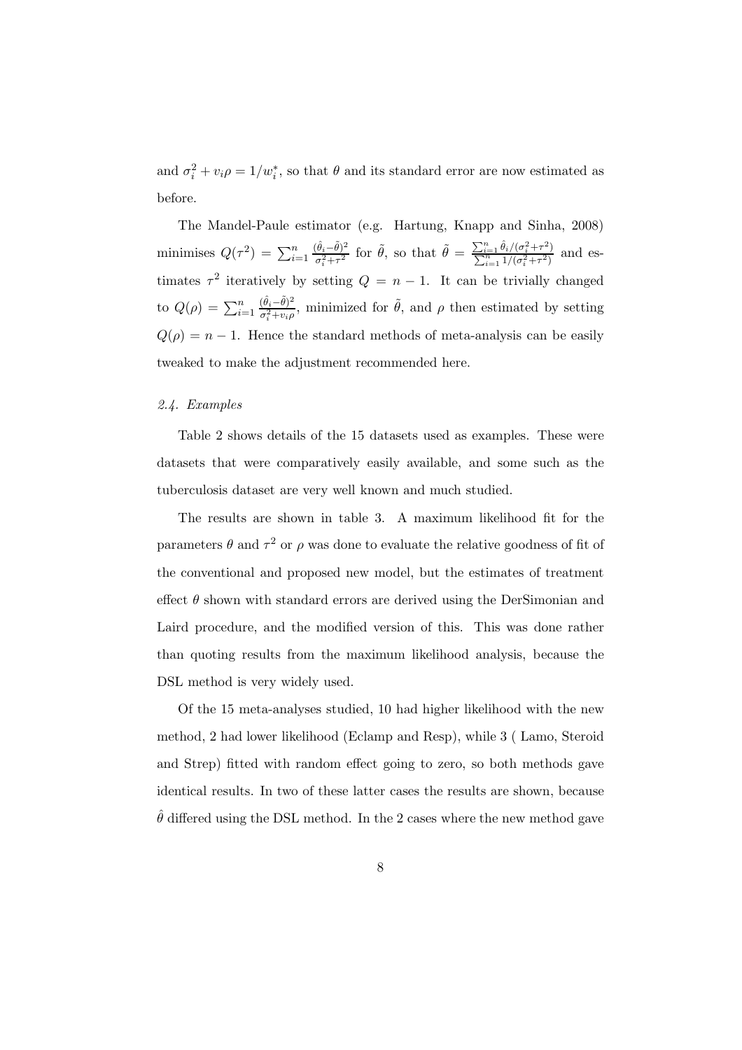and $\sigma_i^2 + v_i\rho = 1/w_i^*$, so that $\theta$ and its standard error are now estimated as before.

The Mandel-Paule estimator (e.g. Hartung, Knapp and Sinha, 2008) minimises $Q(\tau^2) = \sum_{i=1}^n \frac{(\hat{\theta}_i - \tilde{\theta})^2}{\sigma_i^2 + \tau^2}$ for $\tilde{\theta}$, so that $\tilde{\theta} = \frac{\sum_{i=1}^n \hat{\theta}_i/(\sigma_i^2+\tau^2)}{\sum_{i=1}^n 1/(\sigma_i^2+\tau^2)}$ and estimates $\tau^2$ iteratively by setting $Q = n-1$. It can be trivially changed to $Q(\rho) = \sum_{i=1}^n \frac{(\hat{\theta}_i - \tilde{\theta})^2}{\sigma_i^2 + v_i\rho}$, minimized for $\tilde{\theta}$, and $\rho$ then estimated by setting $Q(\rho) = n-1$. Hence the standard methods of meta-analysis can be easily tweaked to make the adjustment recommended here.

### *2.4. Examples*

Table 2 shows details of the 15 datasets used as examples. These were datasets that were comparatively easily available, and some such as the tuberculosis dataset are very well known and much studied.

The results are shown in table 3. A maximum likelihood fit for the parameters $\theta$ and $\tau^2$ or $\rho$ was done to evaluate the relative goodness of fit of the conventional and proposed new model, but the estimates of treatment effect $\theta$ shown with standard errors are derived using the DerSimonian and Laird procedure, and the modified version of this. This was done rather than quoting results from the maximum likelihood analysis, because the DSL method is very widely used.

Of the 15 meta-analyses studied, 10 had higher likelihood with the new method, 2 had lower likelihood (Eclamp and Resp), while 3 ( Lamo, Steroid and Strep) fitted with random effect going to zero, so both methods gave identical results. In two of these latter cases the results are shown, because $\hat{\theta}$ differed using the DSL method. In the 2 cases where the new method gave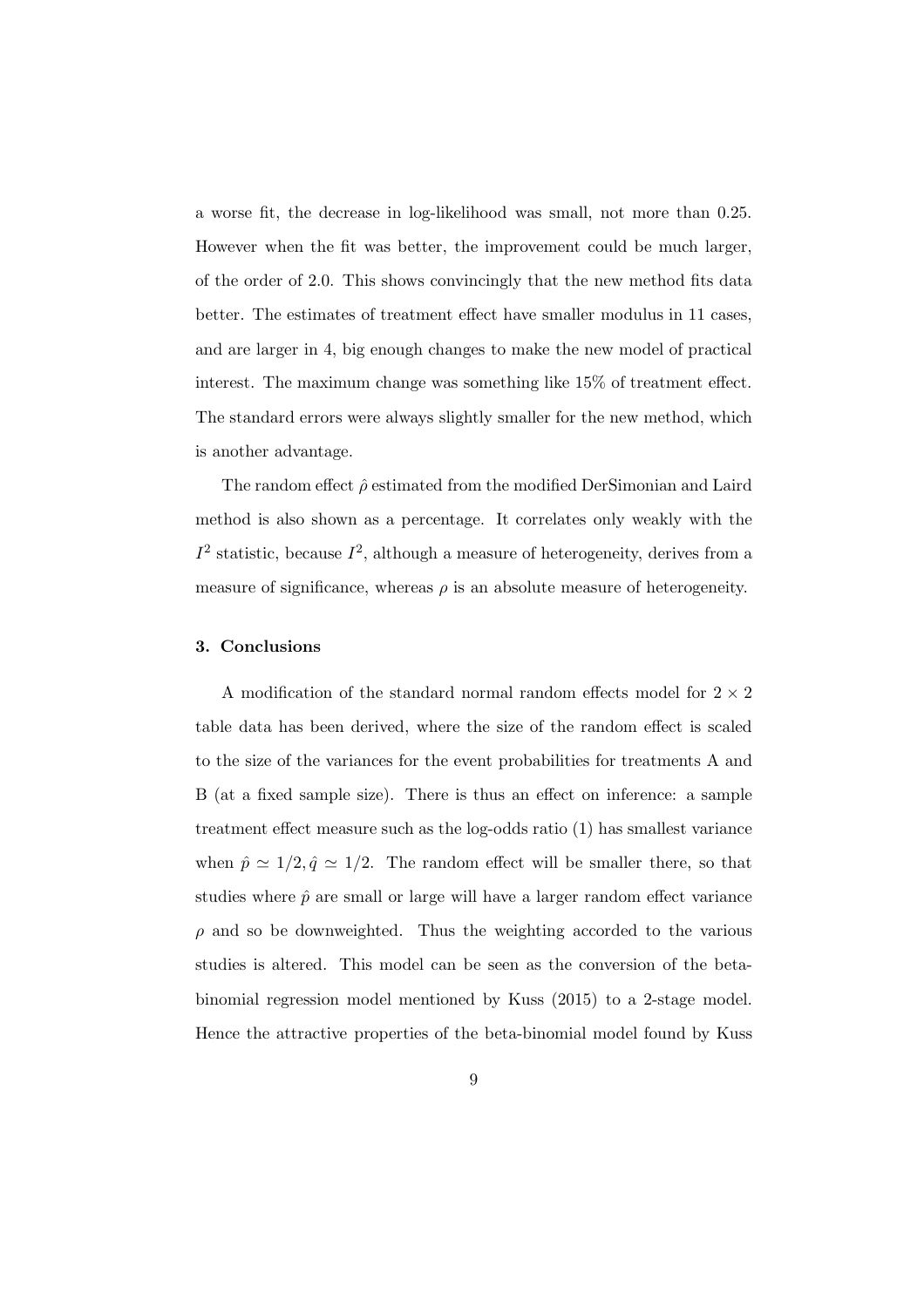a worse fit, the decrease in log-likelihood was small, not more than 0.25. However when the fit was better, the improvement could be much larger, of the order of 2.0. This shows convincingly that the new method fits data better. The estimates of treatment effect have smaller modulus in 11 cases, and are larger in 4, big enough changes to make the new model of practical interest. The maximum change was something like 15% of treatment effect. The standard errors were always slightly smaller for the new method, which is another advantage.

The random effect $\hat{\rho}$ estimated from the modified DerSimonian and Laird method is also shown as a percentage. It correlates only weakly with the $I^2$ statistic, because $I^2$, although a measure of heterogeneity, derives from a measure of significance, whereas $\rho$ is an absolute measure of heterogeneity.

## 3. Conclusions

A modification of the standard normal random effects model for $2 \times 2$ table data has been derived, where the size of the random effect is scaled to the size of the variances for the event probabilities for treatments A and B (at a fixed sample size). There is thus an effect on inference: a sample treatment effect measure such as the log-odds ratio (1) has smallest variance when $\hat{p} \simeq 1/2, \hat{q} \simeq 1/2$. The random effect will be smaller there, so that studies where $\hat{p}$ are small or large will have a larger random effect variance $\rho$ and so be downweighted. Thus the weighting accorded to the various studies is altered. This model can be seen as the conversion of the beta-binomial regression model mentioned by Kuss (2015) to a 2-stage model. Hence the attractive properties of the beta-binomial model found by Kuss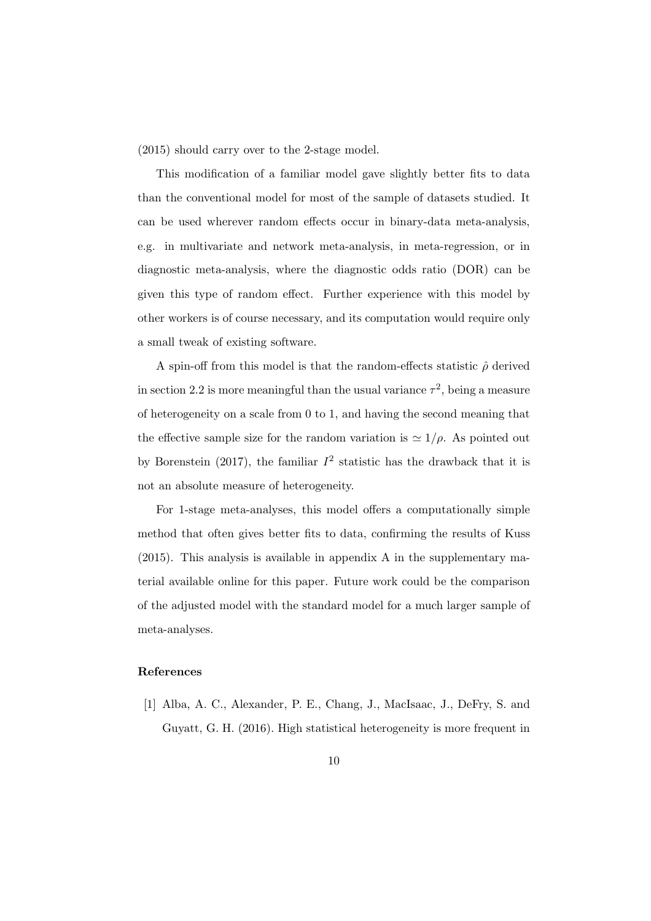(2015) should carry over to the 2-stage model.

This modification of a familiar model gave slightly better fits to data than the conventional model for most of the sample of datasets studied. It can be used wherever random effects occur in binary-data meta-analysis, e.g. in multivariate and network meta-analysis, in meta-regression, or in diagnostic meta-analysis, where the diagnostic odds ratio (DOR) can be given this type of random effect. Further experience with this model by other workers is of course necessary, and its computation would require only a small tweak of existing software.

A spin-off from this model is that the random-effects statistic $\hat{\rho}$ derived in section 2.2 is more meaningful than the usual variance $\tau^2$, being a measure of heterogeneity on a scale from 0 to 1, and having the second meaning that the effective sample size for the random variation is $\simeq 1/\rho$. As pointed out by Borenstein (2017), the familiar $I^2$ statistic has the drawback that it is not an absolute measure of heterogeneity.

For 1-stage meta-analyses, this model offers a computationally simple method that often gives better fits to data, confirming the results of Kuss (2015). This analysis is available in appendix A in the supplementary material available online for this paper. Future work could be the comparison of the adjusted model with the standard model for a much larger sample of meta-analyses.

**References**

[1] Alba, A. C., Alexander, P. E., Chang, J., MacIsaac, J., DeFry, S. and Guyatt, G. H. (2016). High statistical heterogeneity is more frequent in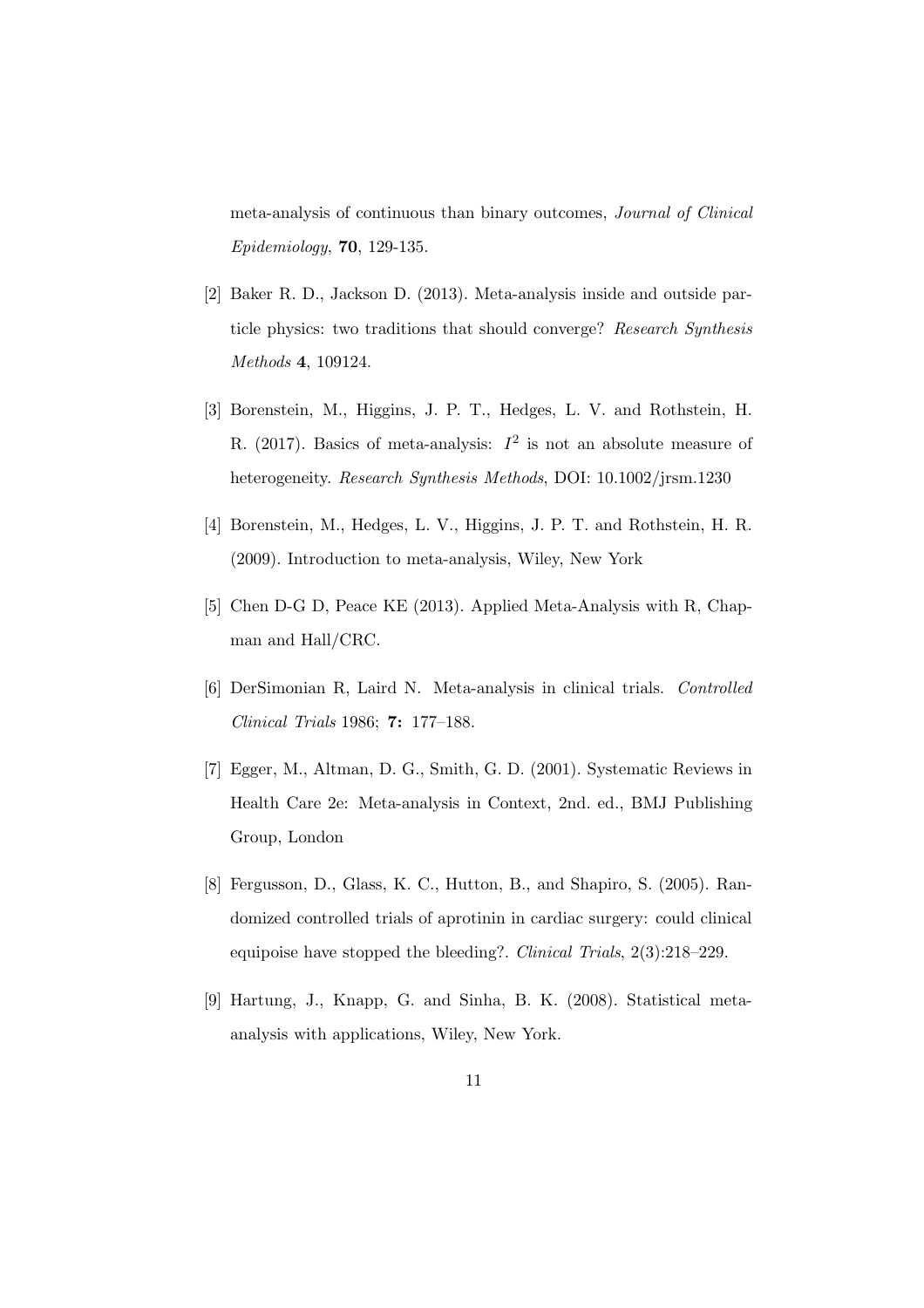meta-analysis of continuous than binary outcomes, *Journal of Clinical Epidemiology*, **70**, 129-135.

[2] Baker R. D., Jackson D. (2013). Meta-analysis inside and outside particle physics: two traditions that should converge? *Research Synthesis Methods* **4**, 109124.

[3] Borenstein, M., Higgins, J. P. T., Hedges, L. V. and Rothstein, H. R. (2017). Basics of meta-analysis: $I^2$ is not an absolute measure of heterogeneity. *Research Synthesis Methods*, DOI: 10.1002/jrsm.1230

[4] Borenstein, M., Hedges, L. V., Higgins, J. P. T. and Rothstein, H. R. (2009). Introduction to meta-analysis, Wiley, New York

[5] Chen D-G D, Peace KE (2013). Applied Meta-Analysis with R, Chapman and Hall/CRC.

[6] DerSimonian R, Laird N. Meta-analysis in clinical trials. *Controlled Clinical Trials* 1986; **7:** 177–188.

[7] Egger, M., Altman, D. G., Smith, G. D. (2001). Systematic Reviews in Health Care 2e: Meta-analysis in Context, 2nd. ed., BMJ Publishing Group, London

[8] Fergusson, D., Glass, K. C., Hutton, B., and Shapiro, S. (2005). Randomized controlled trials of aprotinin in cardiac surgery: could clinical equipoise have stopped the bleeding?. *Clinical Trials*, 2(3):218–229.

[9] Hartung, J., Knapp, G. and Sinha, B. K. (2008). Statistical meta-analysis with applications, Wiley, New York.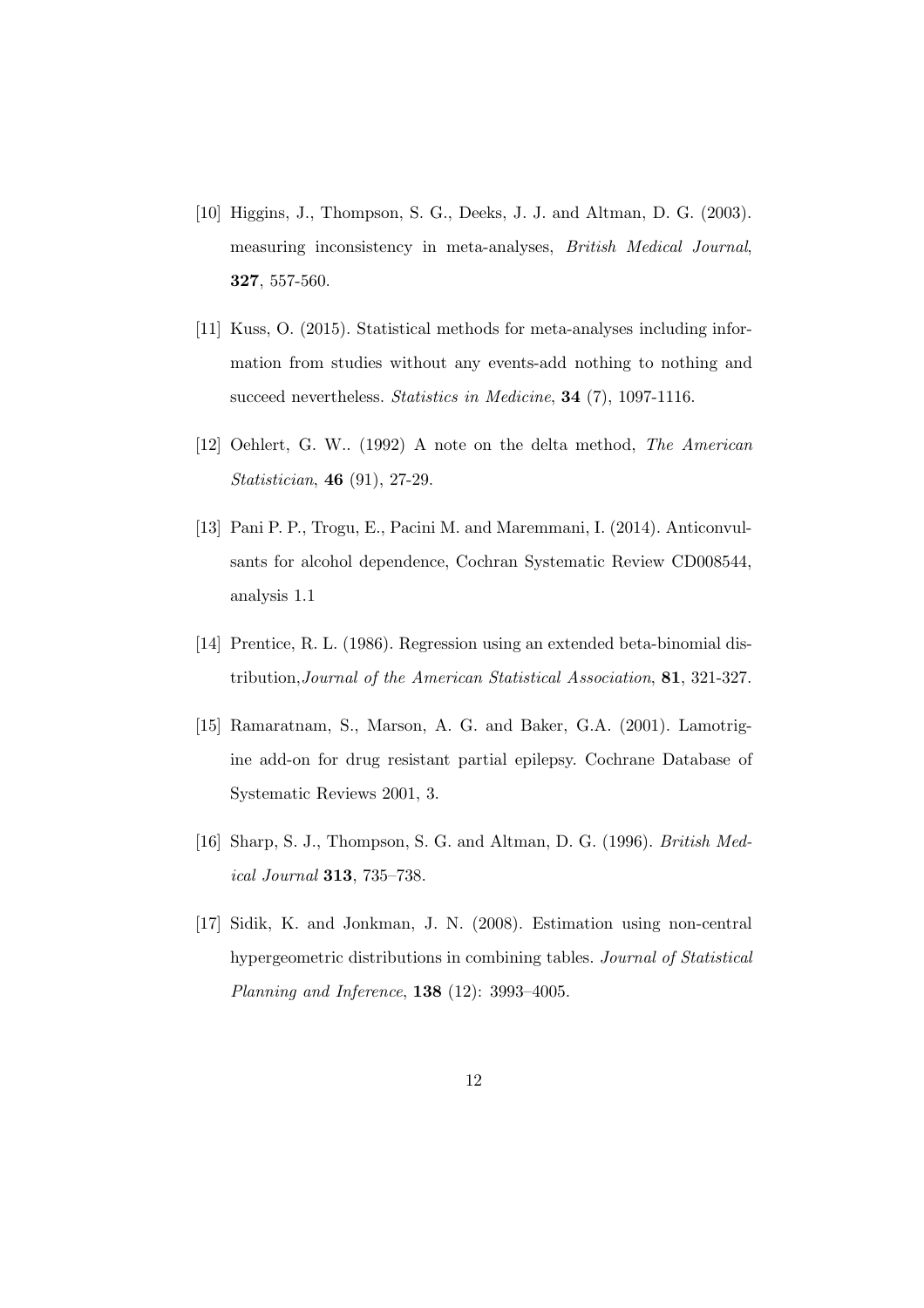[10] Higgins, J., Thompson, S. G., Deeks, J. J. and Altman, D. G. (2003). measuring inconsistency in meta-analyses, *British Medical Journal*, **327**, 557-560.

[11] Kuss, O. (2015). Statistical methods for meta-analyses including information from studies without any events-add nothing to nothing and succeed nevertheless. *Statistics in Medicine*, **34** (7), 1097-1116.

[12] Oehlert, G. W.. (1992) A note on the delta method, *The American Statistician*, **46** (91), 27-29.

[13] Pani P. P., Trogu, E., Pacini M. and Maremmani, I. (2014). Anticonvulsants for alcohol dependence, Cochran Systematic Review CD008544, analysis 1.1

[14] Prentice, R. L. (1986). Regression using an extended beta-binomial distribution,*Journal of the American Statistical Association*, **81**, 321-327.

[15] Ramaratnam, S., Marson, A. G. and Baker, G.A. (2001). Lamotrigine add-on for drug resistant partial epilepsy. Cochrane Database of Systematic Reviews 2001, 3.

[16] Sharp, S. J., Thompson, S. G. and Altman, D. G. (1996). *British Medical Journal* **313**, 735–738.

[17] Sidik, K. and Jonkman, J. N. (2008). Estimation using non-central hypergeometric distributions in combining tables. *Journal of Statistical Planning and Inference*, **138** (12): 3993–4005.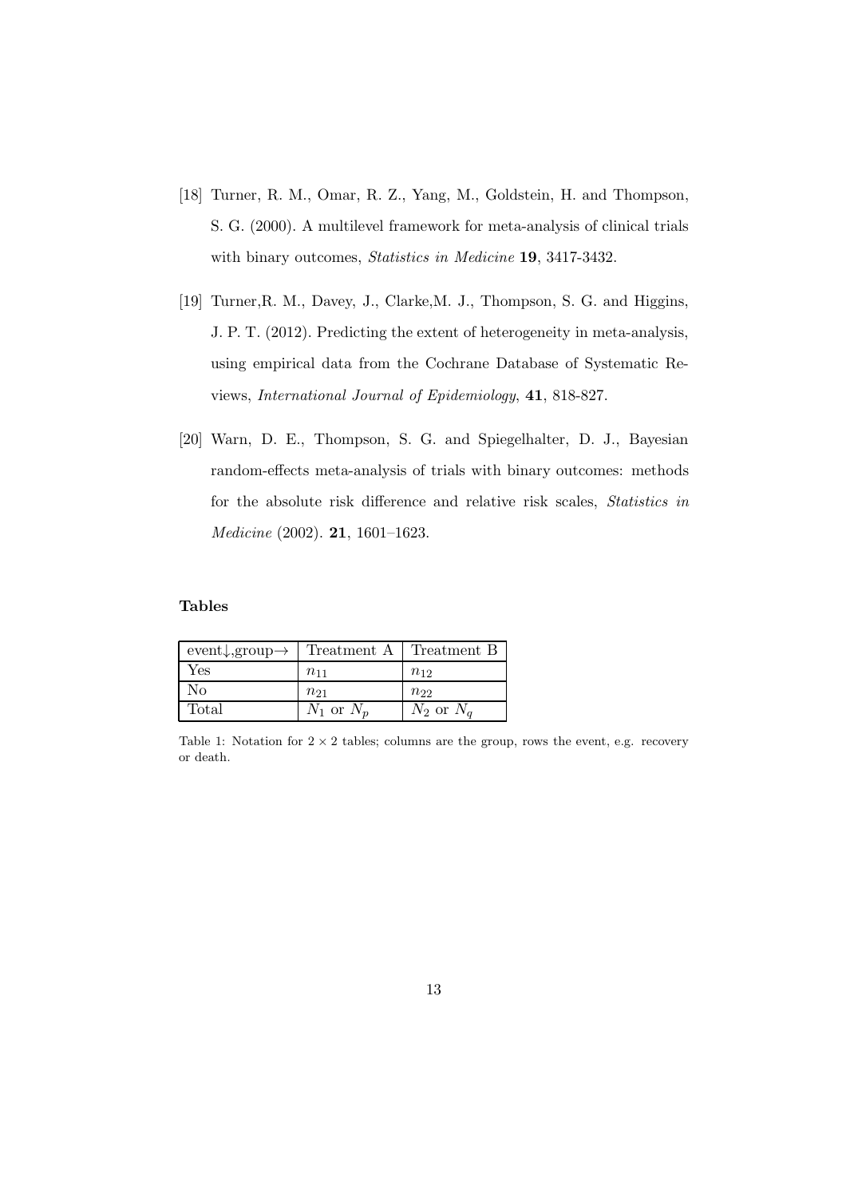[18] Turner, R. M., Omar, R. Z., Yang, M., Goldstein, H. and Thompson, S. G. (2000). A multilevel framework for meta-analysis of clinical trials with binary outcomes, *Statistics in Medicine* **19**, 3417-3432.

[19] Turner,R. M., Davey, J., Clarke,M. J., Thompson, S. G. and Higgins, J. P. T. (2012). Predicting the extent of heterogeneity in meta-analysis, using empirical data from the Cochrane Database of Systematic Reviews, *International Journal of Epidemiology*, **41**, 818-827.

[20] Warn, D. E., Thompson, S. G. and Spiegelhalter, D. J., Bayesian random-effects meta-analysis of trials with binary outcomes: methods for the absolute risk difference and relative risk scales, *Statistics in Medicine* (2002). **21**, 1601–1623.

**Tables**

| event↓,group→ | Treatment A | Treatment B |
|---|---|---|
| Yes | $n_{11}$ | $n_{12}$ |
| No | $n_{21}$ | $n_{22}$ |
| Total | $N_1$ or $N_p$ | $N_2$ or $N_q$ |

Table 1: Notation for $2 \times 2$ tables; columns are the group, rows the event, e.g. recovery or death.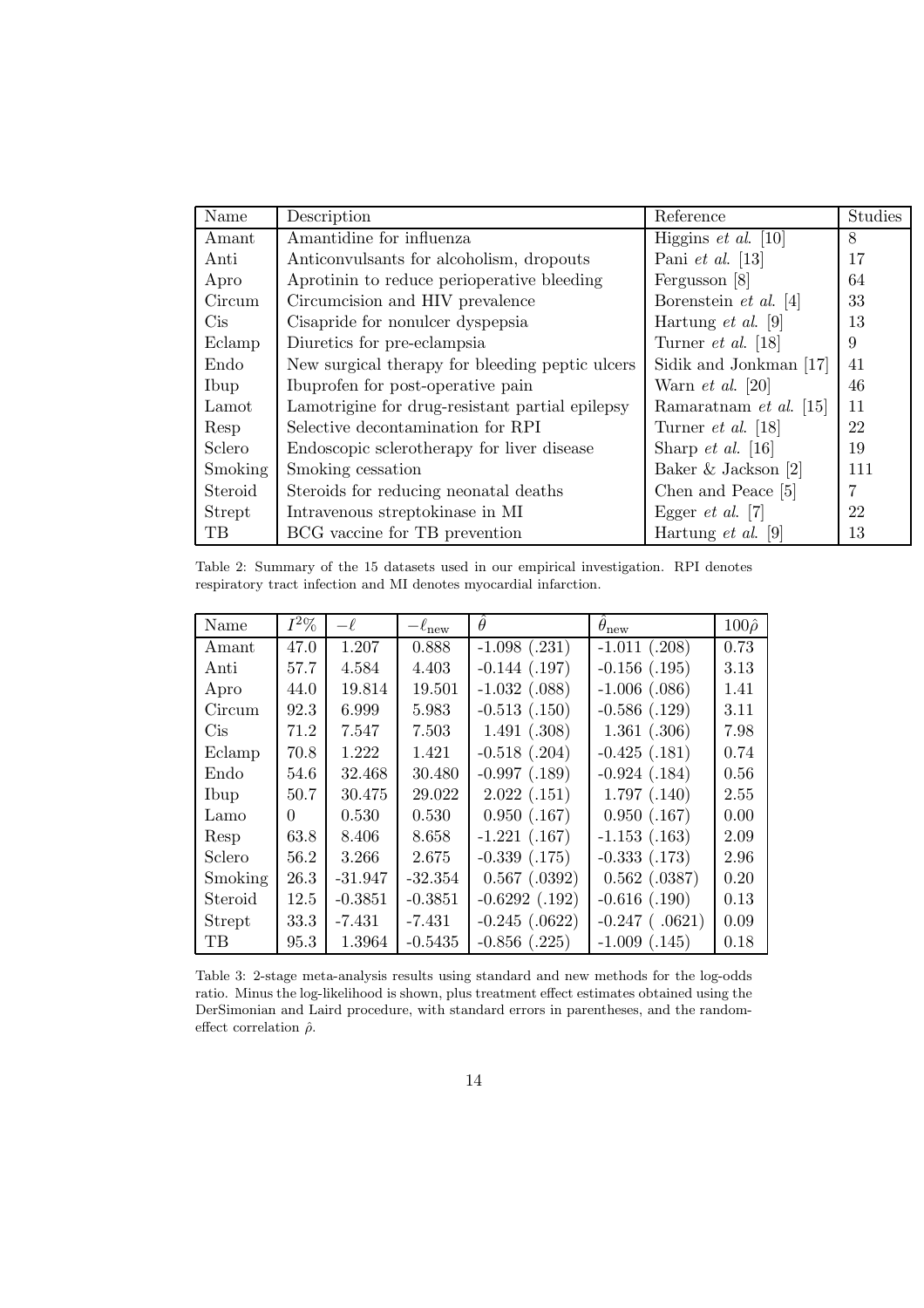| Name | Description | Reference | Studies |
|---|---|---|---|
| Amant | Amantidine for influenza | Higgins *et al.* [10] | 8 |
| Anti | Anticonvulsants for alcoholism, dropouts | Pani *et al.* [13] | 17 |
| Apro | Aprotinin to reduce perioperative bleeding | Fergusson [8] | 64 |
| Circum | Circumcision and HIV prevalence | Borenstein *et al.* [4] | 33 |
| Cis | Cisapride for nonulcer dyspepsia | Hartung *et al.* [9] | 13 |
| Eclamp | Diuretics for pre-eclampsia | Turner *et al.* [18] | 9 |
| Endo | New surgical therapy for bleeding peptic ulcers | Sidik and Jonkman [17] | 41 |
| Ibup | Ibuprofen for post-operative pain | Warn *et al.* [20] | 46 |
| Lamot | Lamotrigine for drug-resistant partial epilepsy | Ramaratnam *et al.* [15] | 11 |
| Resp | Selective decontamination for RPI | Turner *et al.* [18] | 22 |
| Sclero | Endoscopic sclerotherapy for liver disease | Sharp *et al.* [16] | 19 |
| Smoking | Smoking cessation | Baker & Jackson [2] | 111 |
| Steroid | Steroids for reducing neonatal deaths | Chen and Peace [5] | 7 |
| Strept | Intravenous streptokinase in MI | Egger *et al.* [7] | 22 |
| TB | BCG vaccine for TB prevention | Hartung *et al.* [9] | 13 |

Table 2: Summary of the 15 datasets used in our empirical investigation. RPI denotes respiratory tract infection and MI denotes myocardial infarction.

| Name | $I^2$% | $-\ell$ | $-\ell_{\text{new}}$ | $\hat{\theta}$ | $\hat{\theta}_{\text{new}}$ | $100\hat{\rho}$ |
|---|---|---|---|---|---|---|
| Amant | 47.0 | 1.207 | 0.888 | -1.098 (.231) | -1.011 (.208) | 0.73 |
| Anti | 57.7 | 4.584 | 4.403 | -0.144 (.197) | -0.156 (.195) | 3.13 |
| Apro | 44.0 | 19.814 | 19.501 | -1.032 (.088) | -1.006 (.086) | 1.41 |
| Circum | 92.3 | 6.999 | 5.983 | -0.513 (.150) | -0.586 (.129) | 3.11 |
| Cis | 71.2 | 7.547 | 7.503 | 1.491 (.308) | 1.361 (.306) | 7.98 |
| Eclamp | 70.8 | 1.222 | 1.421 | -0.518 (.204) | -0.425 (.181) | 0.74 |
| Endo | 54.6 | 32.468 | 30.480 | -0.997 (.189) | -0.924 (.184) | 0.56 |
| Ibup | 50.7 | 30.475 | 29.022 | 2.022 (.151) | 1.797 (.140) | 2.55 |
| Lamo | 0 | 0.530 | 0.530 | 0.950 (.167) | 0.950 (.167) | 0.00 |
| Resp | 63.8 | 8.406 | 8.658 | -1.221 (.167) | -1.153 (.163) | 2.09 |
| Sclero | 56.2 | 3.266 | 2.675 | -0.339 (.175) | -0.333 (.173) | 2.96 |
| Smoking | 26.3 | -31.947 | -32.354 | 0.567 (.0392) | 0.562 (.0387) | 0.20 |
| Steroid | 12.5 | -0.3851 | -0.3851 | -0.6292 (.192) | -0.616 (.190) | 0.13 |
| Strept | 33.3 | -7.431 | -7.431 | -0.245 (.0622) | -0.247 ( .0621) | 0.09 |
| TB | 95.3 | 1.3964 | -0.5435 | -0.856 (.225) | -1.009 (.145) | 0.18 |

Table 3: 2-stage meta-analysis results using standard and new methods for the log-odds ratio. Minus the log-likelihood is shown, plus treatment effect estimates obtained using the DerSimonian and Laird procedure, with standard errors in parentheses, and the random-effect correlation $\hat{\rho}$.